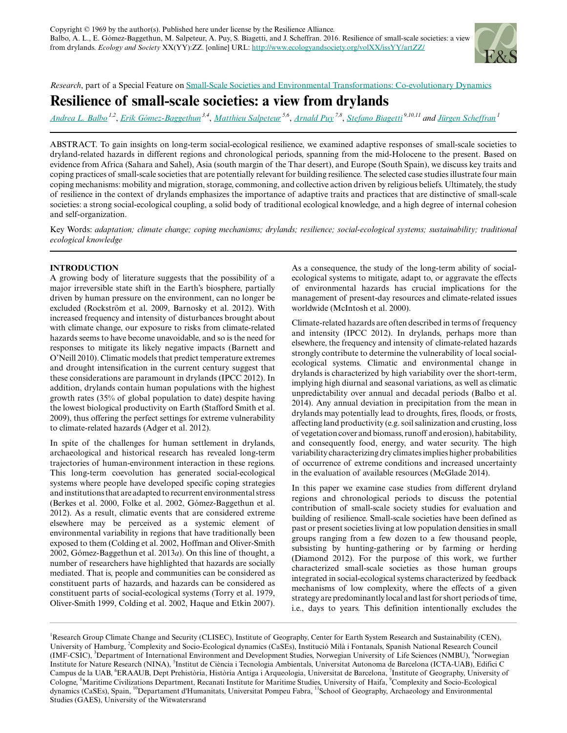Copyright © 1969 by the author(s). Published here under license by the Resilience Alliance.
Balbo, A. L., E. Gómez-Baggethun, M. Salpeteur, A. Puy, S. Biagetti, and J. Scheffran. 2016. Resilience of small-scale societies: a view from drylands. *Ecology and Society* XX(YY):ZZ. [online] URL: http://www.ecologyandsociety.org/volXX/issYY/artZZ/

*Research*, part of a Special Feature on Small-Scale Societies and Environmental Transformations: Co-evolutionary Dynamics

# Resilience of small-scale societies: a view from drylands

Andrea L. Balbo[1,2], Erik Gómez-Baggethun[3,4], Matthieu Salpeteur[5,6], Arnald Puy[7,8], Stefano Biagetti[9,10,11] and Jürgen Scheffran[1]

ABSTRACT. To gain insights on long-term social-ecological resilience, we examined adaptive responses of small-scale societies to dryland-related hazards in different regions and chronological periods, spanning from the mid-Holocene to the present. Based on evidence from Africa (Sahara and Sahel), Asia (south margin of the Thar desert), and Europe (South Spain), we discuss key traits and coping practices of small-scale societies that are potentially relevant for building resilience. The selected case studies illustrate four main coping mechanisms: mobility and migration, storage, commoning, and collective action driven by religious beliefs. Ultimately, the study of resilience in the context of drylands emphasizes the importance of adaptive traits and practices that are distinctive of small-scale societies: a strong social-ecological coupling, a solid body of traditional ecological knowledge, and a high degree of internal cohesion and self-organization.

Key Words: *adaptation; climate change; coping mechanisms; drylands; resilience; social-ecological systems; sustainability; traditional ecological knowledge*

## INTRODUCTION

A growing body of literature suggests that the possibility of a major irreversible state shift in the Earth's biosphere, partially driven by human pressure on the environment, can no longer be excluded (Rockström et al. 2009, Barnosky et al. 2012). With increased frequency and intensity of disturbances brought about with climate change, our exposure to risks from climate-related hazards seems to have become unavoidable, and so is the need for responses to mitigate its likely negative impacts (Barnett and O'Neill 2010). Climatic models that predict temperature extremes and drought intensification in the current century suggest that these considerations are paramount in drylands (IPCC 2012). In addition, drylands contain human populations with the highest growth rates (35% of global population to date) despite having the lowest biological productivity on Earth (Stafford Smith et al. 2009), thus offering the perfect settings for extreme vulnerability to climate-related hazards (Adger et al. 2012).

In spite of the challenges for human settlement in drylands, archaeological and historical research has revealed long-term trajectories of human-environment interaction in these regions. This long-term coevolution has generated social-ecological systems where people have developed specific coping strategies and institutions that are adapted to recurrent environmental stress (Berkes et al. 2000, Folke et al. 2002, Gómez-Baggethun et al. 2012). As a result, climatic events that are considered extreme elsewhere may be perceived as a systemic element of environmental variability in regions that have traditionally been exposed to them (Colding et al. 2002, Hoffman and Oliver-Smith 2002, Gómez-Baggethun et al. 2013*a*). On this line of thought, a number of researchers have highlighted that hazards are socially mediated. That is, people and communities can be considered as constituent parts of hazards, and hazards can be considered as constituent parts of social-ecological systems (Torry et al. 1979, Oliver-Smith 1999, Colding et al. 2002, Haque and Etkin 2007). As a consequence, the study of the long-term ability of social-ecological systems to mitigate, adapt to, or aggravate the effects of environmental hazards has crucial implications for the management of present-day resources and climate-related issues worldwide (McIntosh et al. 2000).

Climate-related hazards are often described in terms of frequency and intensity (IPCC 2012). In drylands, perhaps more than elsewhere, the frequency and intensity of climate-related hazards strongly contribute to determine the vulnerability of local social-ecological systems. Climatic and environmental change in drylands is characterized by high variability over the short-term, implying high diurnal and seasonal variations, as well as climatic unpredictability over annual and decadal periods (Balbo et al. 2014). Any annual deviation in precipitation from the mean in drylands may potentially lead to droughts, fires, floods, or frosts, affecting land productivity (e.g. soil salinization and crusting, loss of vegetation cover and biomass, runoff and erosion), habitability, and consequently food, energy, and water security. The high variability characterizing dry climates implies higher probabilities of occurrence of extreme conditions and increased uncertainty in the evaluation of available resources (McGlade 2014).

In this paper we examine case studies from different dryland regions and chronological periods to discuss the potential contribution of small-scale society studies for evaluation and building of resilience. Small-scale societies have been defined as past or present societies living at low population densities in small groups ranging from a few dozen to a few thousand people, subsisting by hunting-gathering or by farming or herding (Diamond 2012). For the purpose of this work, we further characterized small-scale societies as those human groups integrated in social-ecological systems characterized by feedback mechanisms of low complexity, where the effects of a given strategy are predominantly local and last for short periods of time, i.e., days to years. This definition intentionally excludes the

---

[1]Research Group Climate Change and Security (CLISEC), Institute of Geography, Center for Earth System Research and Sustainability (CEN), University of Hamburg, [2]Complexity and Socio-Ecological dynamics (CaSEs), Institució Milà i Fontanals, Spanish National Research Council (IMF-CSIC), [3]Department of International Environment and Development Studies, Norwegian University of Life Sciences (NMBU), [4]Norwegian Institute for Nature Research (NINA), [5]Institut de Ciència i Tecnologia Ambientals, Universitat Autonoma de Barcelona (ICTA-UAB), Edifici C Campus de la UAB, [6]ERAAUB, Dept Prehistòria, Història Antiga i Arqueologia, Universitat de Barcelona, [7]Institute of Geography, University of Cologne, [8]Maritime Civilizations Department, Recanati Institute for Maritime Studies, University of Haifa, [9]Complexity and Socio-Ecological dynamics (CaSEs), Spain, [10]Departament d'Humanitats, Universitat Pompeu Fabra, [11]School of Geography, Archaeology and Environmental Studies (GAES), University of the Witwatersrand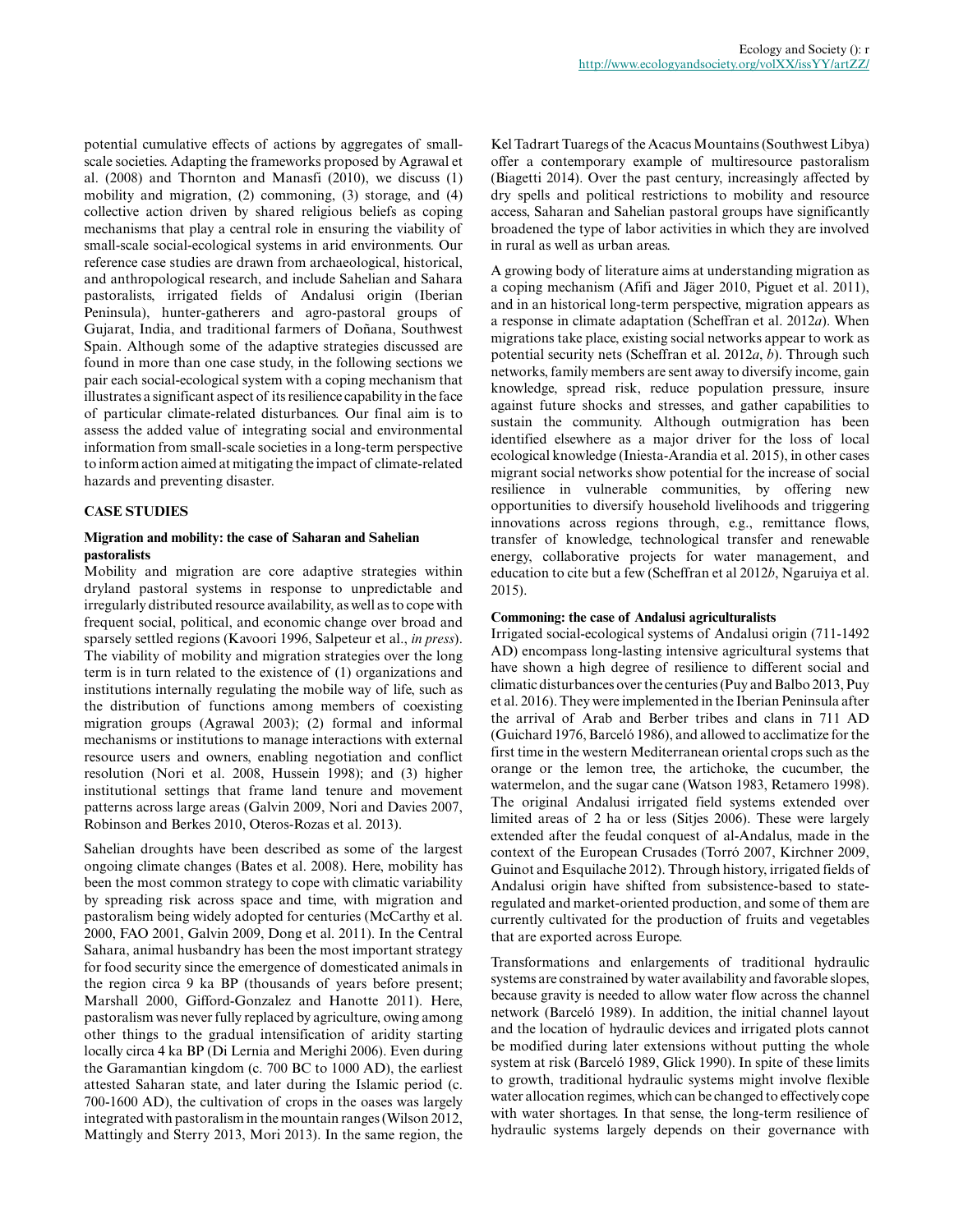potential cumulative effects of actions by aggregates of small-scale societies. Adapting the frameworks proposed by Agrawal et al. (2008) and Thornton and Manasfi (2010), we discuss (1) mobility and migration, (2) commoning, (3) storage, and (4) collective action driven by shared religious beliefs as coping mechanisms that play a central role in ensuring the viability of small-scale social-ecological systems in arid environments. Our reference case studies are drawn from archaeological, historical, and anthropological research, and include Sahelian and Sahara pastoralists, irrigated fields of Andalusi origin (Iberian Peninsula), hunter-gatherers and agro-pastoral groups of Gujarat, India, and traditional farmers of Doñana, Southwest Spain. Although some of the adaptive strategies discussed are found in more than one case study, in the following sections we pair each social-ecological system with a coping mechanism that illustrates a significant aspect of its resilience capability in the face of particular climate-related disturbances. Our final aim is to assess the added value of integrating social and environmental information from small-scale societies in a long-term perspective to inform action aimed at mitigating the impact of climate-related hazards and preventing disaster.

## CASE STUDIES

### Migration and mobility: the case of Saharan and Sahelian pastoralists

Mobility and migration are core adaptive strategies within dryland pastoral systems in response to unpredictable and irregularly distributed resource availability, as well as to cope with frequent social, political, and economic change over broad and sparsely settled regions (Kavoori 1996, Salpeteur et al., *in press*). The viability of mobility and migration strategies over the long term is in turn related to the existence of (1) organizations and institutions internally regulating the mobile way of life, such as the distribution of functions among members of coexisting migration groups (Agrawal 2003); (2) formal and informal mechanisms or institutions to manage interactions with external resource users and owners, enabling negotiation and conflict resolution (Nori et al. 2008, Hussein 1998); and (3) higher institutional settings that frame land tenure and movement patterns across large areas (Galvin 2009, Nori and Davies 2007, Robinson and Berkes 2010, Oteros-Rozas et al. 2013).

Sahelian droughts have been described as some of the largest ongoing climate changes (Bates et al. 2008). Here, mobility has been the most common strategy to cope with climatic variability by spreading risk across space and time, with migration and pastoralism being widely adopted for centuries (McCarthy et al. 2000, FAO 2001, Galvin 2009, Dong et al. 2011). In the Central Sahara, animal husbandry has been the most important strategy for food security since the emergence of domesticated animals in the region circa 9 ka BP (thousands of years before present; Marshall 2000, Gifford-Gonzalez and Hanotte 2011). Here, pastoralism was never fully replaced by agriculture, owing among other things to the gradual intensification of aridity starting locally circa 4 ka BP (Di Lernia and Merighi 2006). Even during the Garamantian kingdom (c. 700 BC to 1000 AD), the earliest attested Saharan state, and later during the Islamic period (c. 700-1600 AD), the cultivation of crops in the oases was largely integrated with pastoralism in the mountain ranges (Wilson 2012, Mattingly and Sterry 2013, Mori 2013). In the same region, the Kel Tadrart Tuaregs of the Acacus Mountains (Southwest Libya) offer a contemporary example of multiresource pastoralism (Biagetti 2014). Over the past century, increasingly affected by dry spells and political restrictions to mobility and resource access, Saharan and Sahelian pastoral groups have significantly broadened the type of labor activities in which they are involved in rural as well as urban areas.

A growing body of literature aims at understanding migration as a coping mechanism (Afifi and Jäger 2010, Piguet et al. 2011), and in an historical long-term perspective, migration appears as a response in climate adaptation (Scheffran et al. 2012*a*). When migrations take place, existing social networks appear to work as potential security nets (Scheffran et al. 2012*a*, *b*). Through such networks, family members are sent away to diversify income, gain knowledge, spread risk, reduce population pressure, insure against future shocks and stresses, and gather capabilities to sustain the community. Although outmigration has been identified elsewhere as a major driver for the loss of local ecological knowledge (Iniesta-Arandia et al. 2015), in other cases migrant social networks show potential for the increase of social resilience in vulnerable communities, by offering new opportunities to diversify household livelihoods and triggering innovations across regions through, e.g., remittance flows, transfer of knowledge, technological transfer and renewable energy, collaborative projects for water management, and education to cite but a few (Scheffran et al 2012*b*, Ngaruiya et al. 2015).

### Commoning: the case of Andalusi agriculturalists

Irrigated social-ecological systems of Andalusi origin (711-1492 AD) encompass long-lasting intensive agricultural systems that have shown a high degree of resilience to different social and climatic disturbances over the centuries (Puy and Balbo 2013, Puy et al. 2016). They were implemented in the Iberian Peninsula after the arrival of Arab and Berber tribes and clans in 711 AD (Guichard 1976, Barceló 1986), and allowed to acclimatize for the first time in the western Mediterranean oriental crops such as the orange or the lemon tree, the artichoke, the cucumber, the watermelon, and the sugar cane (Watson 1983, Retamero 1998). The original Andalusi irrigated field systems extended over limited areas of 2 ha or less (Sitjes 2006). These were largely extended after the feudal conquest of al-Andalus, made in the context of the European Crusades (Torró 2007, Kirchner 2009, Guinot and Esquilache 2012). Through history, irrigated fields of Andalusi origin have shifted from subsistence-based to state-regulated and market-oriented production, and some of them are currently cultivated for the production of fruits and vegetables that are exported across Europe.

Transformations and enlargements of traditional hydraulic systems are constrained by water availability and favorable slopes, because gravity is needed to allow water flow across the channel network (Barceló 1989). In addition, the initial channel layout and the location of hydraulic devices and irrigated plots cannot be modified during later extensions without putting the whole system at risk (Barceló 1989, Glick 1990). In spite of these limits to growth, traditional hydraulic systems might involve flexible water allocation regimes, which can be changed to effectively cope with water shortages. In that sense, the long-term resilience of hydraulic systems largely depends on their governance with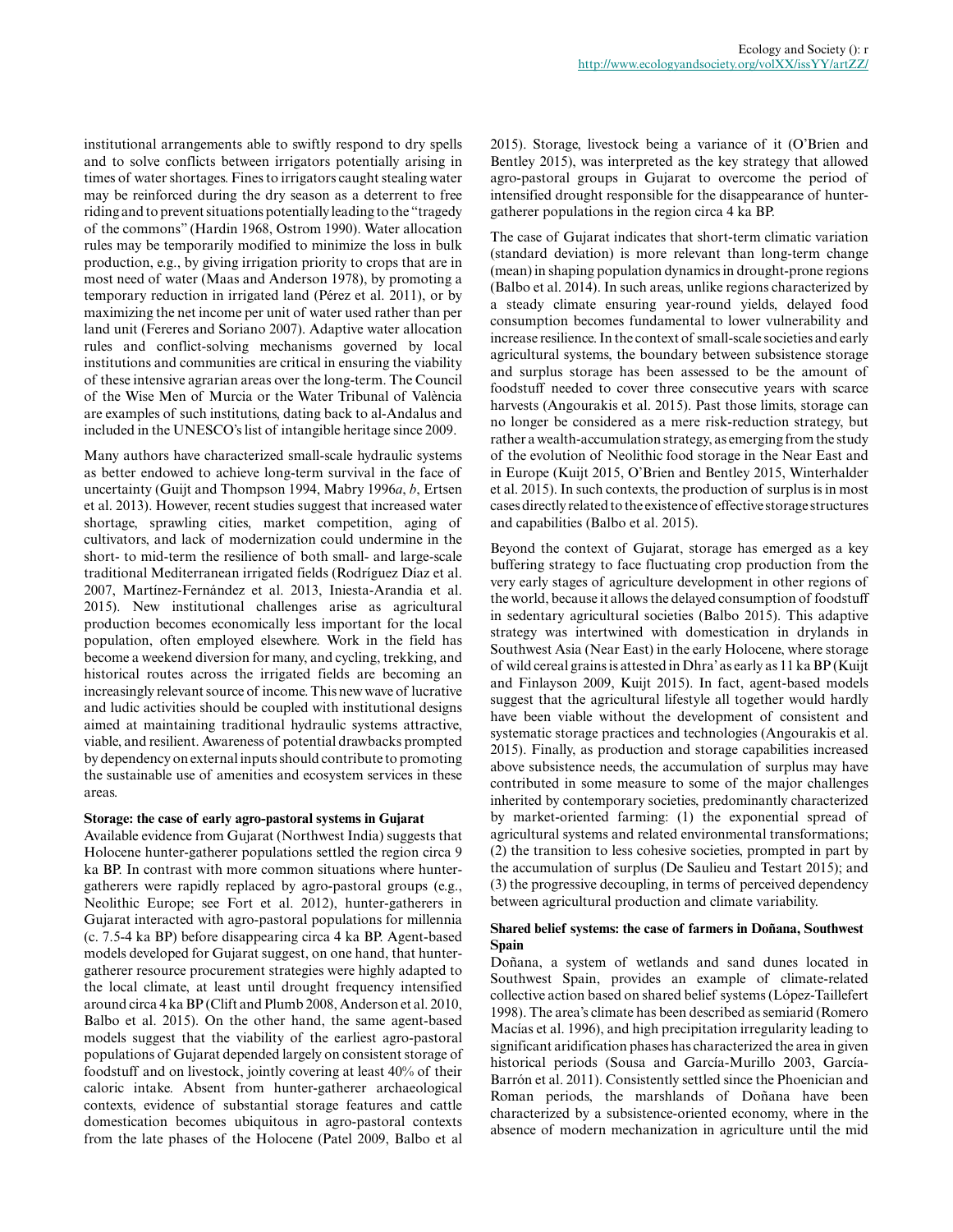institutional arrangements able to swiftly respond to dry spells and to solve conflicts between irrigators potentially arising in times of water shortages. Fines to irrigators caught stealing water may be reinforced during the dry season as a deterrent to free riding and to prevent situations potentially leading to the "tragedy of the commons" (Hardin 1968, Ostrom 1990). Water allocation rules may be temporarily modified to minimize the loss in bulk production, e.g., by giving irrigation priority to crops that are in most need of water (Maas and Anderson 1978), by promoting a temporary reduction in irrigated land (Pérez et al. 2011), or by maximizing the net income per unit of water used rather than per land unit (Fereres and Soriano 2007). Adaptive water allocation rules and conflict-solving mechanisms governed by local institutions and communities are critical in ensuring the viability of these intensive agrarian areas over the long-term. The Council of the Wise Men of Murcia or the Water Tribunal of València are examples of such institutions, dating back to al-Andalus and included in the UNESCO's list of intangible heritage since 2009.

Many authors have characterized small-scale hydraulic systems as better endowed to achieve long-term survival in the face of uncertainty (Guijt and Thompson 1994, Mabry 1996*a*, *b*, Ertsen et al. 2013). However, recent studies suggest that increased water shortage, sprawling cities, market competition, aging of cultivators, and lack of modernization could undermine in the short- to mid-term the resilience of both small- and large-scale traditional Mediterranean irrigated fields (Rodríguez Díaz et al. 2007, Martínez-Fernández et al. 2013, Iniesta-Arandia et al. 2015). New institutional challenges arise as agricultural production becomes economically less important for the local population, often employed elsewhere. Work in the field has become a weekend diversion for many, and cycling, trekking, and historical routes across the irrigated fields are becoming an increasingly relevant source of income. This new wave of lucrative and ludic activities should be coupled with institutional designs aimed at maintaining traditional hydraulic systems attractive, viable, and resilient. Awareness of potential drawbacks prompted by dependency on external inputs should contribute to promoting the sustainable use of amenities and ecosystem services in these areas.

### Storage: the case of early agro-pastoral systems in Gujarat

Available evidence from Gujarat (Northwest India) suggests that Holocene hunter-gatherer populations settled the region circa 9 ka BP. In contrast with more common situations where hunter-gatherers were rapidly replaced by agro-pastoral groups (e.g., Neolithic Europe; see Fort et al. 2012), hunter-gatherers in Gujarat interacted with agro-pastoral populations for millennia (c. 7.5-4 ka BP) before disappearing circa 4 ka BP. Agent-based models developed for Gujarat suggest, on one hand, that hunter-gatherer resource procurement strategies were highly adapted to the local climate, at least until drought frequency intensified around circa 4 ka BP (Clift and Plumb 2008, Anderson et al. 2010, Balbo et al. 2015). On the other hand, the same agent-based models suggest that the viability of the earliest agro-pastoral populations of Gujarat depended largely on consistent storage of foodstuff and on livestock, jointly covering at least 40% of their caloric intake. Absent from hunter-gatherer archaeological contexts, evidence of substantial storage features and cattle domestication becomes ubiquitous in agro-pastoral contexts from the late phases of the Holocene (Patel 2009, Balbo et al 2015). Storage, livestock being a variance of it (O'Brien and Bentley 2015), was interpreted as the key strategy that allowed agro-pastoral groups in Gujarat to overcome the period of intensified drought responsible for the disappearance of hunter-gatherer populations in the region circa 4 ka BP.

The case of Gujarat indicates that short-term climatic variation (standard deviation) is more relevant than long-term change (mean) in shaping population dynamics in drought-prone regions (Balbo et al. 2014). In such areas, unlike regions characterized by a steady climate ensuring year-round yields, delayed food consumption becomes fundamental to lower vulnerability and increase resilience. In the context of small-scale societies and early agricultural systems, the boundary between subsistence storage and surplus storage has been assessed to be the amount of foodstuff needed to cover three consecutive years with scarce harvests (Angourakis et al. 2015). Past those limits, storage can no longer be considered as a mere risk-reduction strategy, but rather a wealth-accumulation strategy, as emerging from the study of the evolution of Neolithic food storage in the Near East and in Europe (Kuijt 2015, O'Brien and Bentley 2015, Winterhalder et al. 2015). In such contexts, the production of surplus is in most cases directly related to the existence of effective storage structures and capabilities (Balbo et al. 2015).

Beyond the context of Gujarat, storage has emerged as a key buffering strategy to face fluctuating crop production from the very early stages of agriculture development in other regions of the world, because it allows the delayed consumption of foodstuff in sedentary agricultural societies (Balbo 2015). This adaptive strategy was intertwined with domestication in drylands in Southwest Asia (Near East) in the early Holocene, where storage of wild cereal grains is attested in Dhra' as early as 11 ka BP (Kuijt and Finlayson 2009, Kuijt 2015). In fact, agent-based models suggest that the agricultural lifestyle all together would hardly have been viable without the development of consistent and systematic storage practices and technologies (Angourakis et al. 2015). Finally, as production and storage capabilities increased above subsistence needs, the accumulation of surplus may have contributed in some measure to some of the major challenges inherited by contemporary societies, predominantly characterized by market-oriented farming: (1) the exponential spread of agricultural systems and related environmental transformations; (2) the transition to less cohesive societies, prompted in part by the accumulation of surplus (De Saulieu and Testart 2015); and (3) the progressive decoupling, in terms of perceived dependency between agricultural production and climate variability.

### Shared belief systems: the case of farmers in Doñana, Southwest Spain

Doñana, a system of wetlands and sand dunes located in Southwest Spain, provides an example of climate-related collective action based on shared belief systems (López-Taillefert 1998). The area's climate has been described as semiarid (Romero Macías et al. 1996), and high precipitation irregularity leading to significant aridification phases has characterized the area in given historical periods (Sousa and García-Murillo 2003, García-Barrón et al. 2011). Consistently settled since the Phoenician and Roman periods, the marshlands of Doñana have been characterized by a subsistence-oriented economy, where in the absence of modern mechanization in agriculture until the mid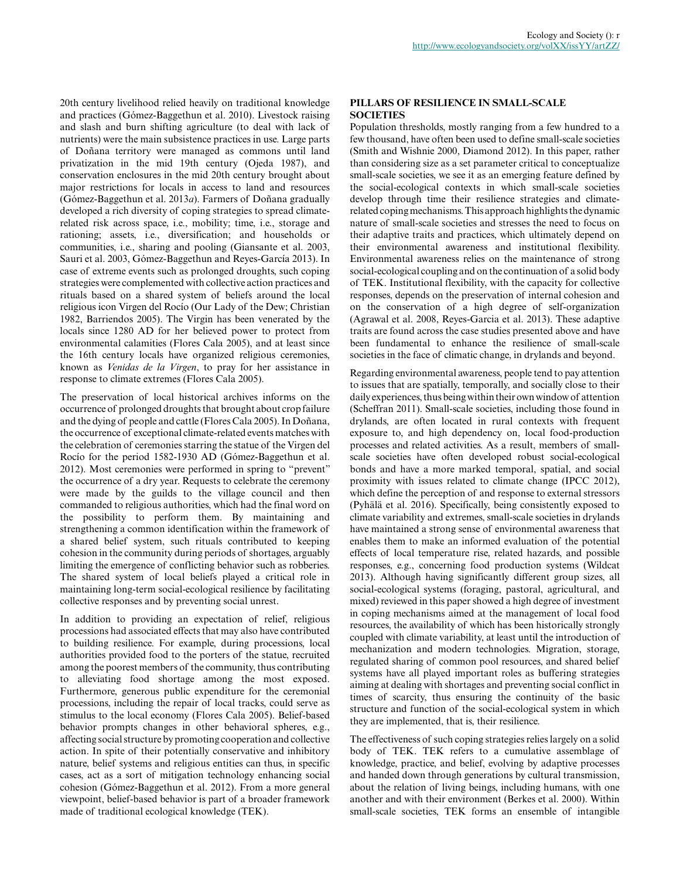20th century livelihood relied heavily on traditional knowledge and practices (Gómez-Baggethun et al. 2010). Livestock raising and slash and burn shifting agriculture (to deal with lack of nutrients) were the main subsistence practices in use. Large parts of Doñana territory were managed as commons until land privatization in the mid 19th century (Ojeda 1987), and conservation enclosures in the mid 20th century brought about major restrictions for locals in access to land and resources (Gómez-Baggethun et al. 2013*a*). Farmers of Doñana gradually developed a rich diversity of coping strategies to spread climate-related risk across space, i.e., mobility; time, i.e., storage and rationing; assets, i.e., diversification; and households or communities, i.e., sharing and pooling (Giansante et al. 2003, Sauri et al. 2003, Gómez-Baggethun and Reyes-García 2013). In case of extreme events such as prolonged droughts, such coping strategies were complemented with collective action practices and rituals based on a shared system of beliefs around the local religious icon Virgen del Rocío (Our Lady of the Dew; Christian 1982, Barriendos 2005). The Virgin has been venerated by the locals since 1280 AD for her believed power to protect from environmental calamities (Flores Cala 2005), and at least since the 16th century locals have organized religious ceremonies, known as *Venidas de la Virgen*, to pray for her assistance in response to climate extremes (Flores Cala 2005).

The preservation of local historical archives informs on the occurrence of prolonged droughts that brought about crop failure and the dying of people and cattle (Flores Cala 2005). In Doñana, the occurrence of exceptional climate-related events matches with the celebration of ceremonies starring the statue of the Virgen del Rocío for the period 1582-1930 AD (Gómez-Baggethun et al. 2012). Most ceremonies were performed in spring to "prevent" the occurrence of a dry year. Requests to celebrate the ceremony were made by the guilds to the village council and then commanded to religious authorities, which had the final word on the possibility to perform them. By maintaining and strengthening a common identification within the framework of a shared belief system, such rituals contributed to keeping cohesion in the community during periods of shortages, arguably limiting the emergence of conflicting behavior such as robberies. The shared system of local beliefs played a critical role in maintaining long-term social-ecological resilience by facilitating collective responses and by preventing social unrest.

In addition to providing an expectation of relief, religious processions had associated effects that may also have contributed to building resilience. For example, during processions, local authorities provided food to the porters of the statue, recruited among the poorest members of the community, thus contributing to alleviating food shortage among the most exposed. Furthermore, generous public expenditure for the ceremonial processions, including the repair of local tracks, could serve as stimulus to the local economy (Flores Cala 2005). Belief-based behavior prompts changes in other behavioral spheres, e.g., affecting social structure by promoting cooperation and collective action. In spite of their potentially conservative and inhibitory nature, belief systems and religious entities can thus, in specific cases, act as a sort of mitigation technology enhancing social cohesion (Gómez-Baggethun et al. 2012). From a more general viewpoint, belief-based behavior is part of a broader framework made of traditional ecological knowledge (TEK).

## PILLARS OF RESILIENCE IN SMALL-SCALE SOCIETIES

Population thresholds, mostly ranging from a few hundred to a few thousand, have often been used to define small-scale societies (Smith and Wishnie 2000, Diamond 2012). In this paper, rather than considering size as a set parameter critical to conceptualize small-scale societies, we see it as an emerging feature defined by the social-ecological contexts in which small-scale societies develop through time their resilience strategies and climate-related coping mechanisms. This approach highlights the dynamic nature of small-scale societies and stresses the need to focus on their adaptive traits and practices, which ultimately depend on their environmental awareness and institutional flexibility. Environmental awareness relies on the maintenance of strong social-ecological coupling and on the continuation of a solid body of TEK. Institutional flexibility, with the capacity for collective responses, depends on the preservation of internal cohesion and on the conservation of a high degree of self-organization (Agrawal et al. 2008, Reyes-Garcia et al. 2013). These adaptive traits are found across the case studies presented above and have been fundamental to enhance the resilience of small-scale societies in the face of climatic change, in drylands and beyond.

Regarding environmental awareness, people tend to pay attention to issues that are spatially, temporally, and socially close to their daily experiences, thus being within their own window of attention (Scheffran 2011). Small-scale societies, including those found in drylands, are often located in rural contexts with frequent exposure to, and high dependency on, local food-production processes and related activities. As a result, members of small-scale societies have often developed robust social-ecological bonds and have a more marked temporal, spatial, and social proximity with issues related to climate change (IPCC 2012), which define the perception of and response to external stressors (Pyhälä et al. 2016). Specifically, being consistently exposed to climate variability and extremes, small-scale societies in drylands have maintained a strong sense of environmental awareness that enables them to make an informed evaluation of the potential effects of local temperature rise, related hazards, and possible responses, e.g., concerning food production systems (Wildcat 2013). Although having significantly different group sizes, all social-ecological systems (foraging, pastoral, agricultural, and mixed) reviewed in this paper showed a high degree of investment in coping mechanisms aimed at the management of local food resources, the availability of which has been historically strongly coupled with climate variability, at least until the introduction of mechanization and modern technologies. Migration, storage, regulated sharing of common pool resources, and shared belief systems have all played important roles as buffering strategies aiming at dealing with shortages and preventing social conflict in times of scarcity, thus ensuring the continuity of the basic structure and function of the social-ecological system in which they are implemented, that is, their resilience.

The effectiveness of such coping strategies relies largely on a solid body of TEK. TEK refers to a cumulative assemblage of knowledge, practice, and belief, evolving by adaptive processes and handed down through generations by cultural transmission, about the relation of living beings, including humans, with one another and with their environment (Berkes et al. 2000). Within small-scale societies, TEK forms an ensemble of intangible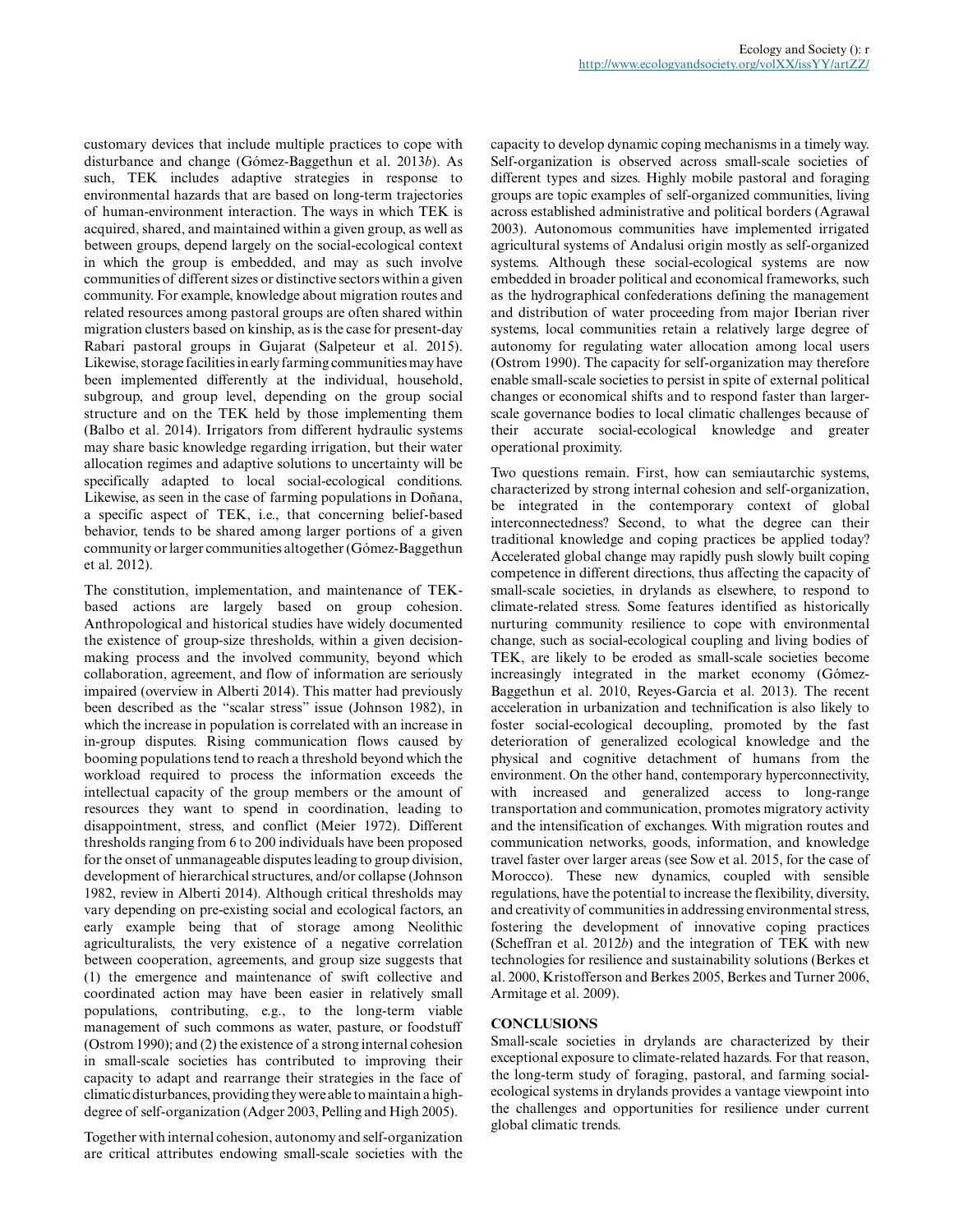customary devices that include multiple practices to cope with disturbance and change (Gómez-Baggethun et al. 2013*b*). As such, TEK includes adaptive strategies in response to environmental hazards that are based on long-term trajectories of human-environment interaction. The ways in which TEK is acquired, shared, and maintained within a given group, as well as between groups, depend largely on the social-ecological context in which the group is embedded, and may as such involve communities of different sizes or distinctive sectors within a given community. For example, knowledge about migration routes and related resources among pastoral groups are often shared within migration clusters based on kinship, as is the case for present-day Rabari pastoral groups in Gujarat (Salpeteur et al. 2015). Likewise, storage facilities in early farming communities may have been implemented differently at the individual, household, subgroup, and group level, depending on the group social structure and on the TEK held by those implementing them (Balbo et al. 2014). Irrigators from different hydraulic systems may share basic knowledge regarding irrigation, but their water allocation regimes and adaptive solutions to uncertainty will be specifically adapted to local social-ecological conditions. Likewise, as seen in the case of farming populations in Doñana, a specific aspect of TEK, i.e., that concerning belief-based behavior, tends to be shared among larger portions of a given community or larger communities altogether (Gómez-Baggethun et al. 2012).

The constitution, implementation, and maintenance of TEK-based actions are largely based on group cohesion. Anthropological and historical studies have widely documented the existence of group-size thresholds, within a given decision-making process and the involved community, beyond which collaboration, agreement, and flow of information are seriously impaired (overview in Alberti 2014). This matter had previously been described as the "scalar stress" issue (Johnson 1982), in which the increase in population is correlated with an increase in in-group disputes. Rising communication flows caused by booming populations tend to reach a threshold beyond which the workload required to process the information exceeds the intellectual capacity of the group members or the amount of resources they want to spend in coordination, leading to disappointment, stress, and conflict (Meier 1972). Different thresholds ranging from 6 to 200 individuals have been proposed for the onset of unmanageable disputes leading to group division, development of hierarchical structures, and/or collapse (Johnson 1982, review in Alberti 2014). Although critical thresholds may vary depending on pre-existing social and ecological factors, an early example being that of storage among Neolithic agriculturalists, the very existence of a negative correlation between cooperation, agreements, and group size suggests that (1) the emergence and maintenance of swift collective and coordinated action may have been easier in relatively small populations, contributing, e.g., to the long-term viable management of such commons as water, pasture, or foodstuff (Ostrom 1990); and (2) the existence of a strong internal cohesion in small-scale societies has contributed to improving their capacity to adapt and rearrange their strategies in the face of climatic disturbances, providing they were able to maintain a high-degree of self-organization (Adger 2003, Pelling and High 2005).

Together with internal cohesion, autonomy and self-organization are critical attributes endowing small-scale societies with the capacity to develop dynamic coping mechanisms in a timely way. Self-organization is observed across small-scale societies of different types and sizes. Highly mobile pastoral and foraging groups are topic examples of self-organized communities, living across established administrative and political borders (Agrawal 2003). Autonomous communities have implemented irrigated agricultural systems of Andalusi origin mostly as self-organized systems. Although these social-ecological systems are now embedded in broader political and economical frameworks, such as the hydrographical confederations defining the management and distribution of water proceeding from major Iberian river systems, local communities retain a relatively large degree of autonomy for regulating water allocation among local users (Ostrom 1990). The capacity for self-organization may therefore enable small-scale societies to persist in spite of external political changes or economical shifts and to respond faster than larger-scale governance bodies to local climatic challenges because of their accurate social-ecological knowledge and greater operational proximity.

Two questions remain. First, how can semiautarchic systems, characterized by strong internal cohesion and self-organization, be integrated in the contemporary context of global interconnectedness? Second, to what the degree can their traditional knowledge and coping practices be applied today? Accelerated global change may rapidly push slowly built coping competence in different directions, thus affecting the capacity of small-scale societies, in drylands as elsewhere, to respond to climate-related stress. Some features identified as historically nurturing community resilience to cope with environmental change, such as social-ecological coupling and living bodies of TEK, are likely to be eroded as small-scale societies become increasingly integrated in the market economy (Gómez-Baggethun et al. 2010, Reyes-Garcia et al. 2013). The recent acceleration in urbanization and technification is also likely to foster social-ecological decoupling, promoted by the fast deterioration of generalized ecological knowledge and the physical and cognitive detachment of humans from the environment. On the other hand, contemporary hyperconnectivity, with increased and generalized access to long-range transportation and communication, promotes migratory activity and the intensification of exchanges. With migration routes and communication networks, goods, information, and knowledge travel faster over larger areas (see Sow et al. 2015, for the case of Morocco). These new dynamics, coupled with sensible regulations, have the potential to increase the flexibility, diversity, and creativity of communities in addressing environmental stress, fostering the development of innovative coping practices (Scheffran et al. 2012*b*) and the integration of TEK with new technologies for resilience and sustainability solutions (Berkes et al. 2000, Kristofferson and Berkes 2005, Berkes and Turner 2006, Armitage et al. 2009).

## CONCLUSIONS

Small-scale societies in drylands are characterized by their exceptional exposure to climate-related hazards. For that reason, the long-term study of foraging, pastoral, and farming social-ecological systems in drylands provides a vantage viewpoint into the challenges and opportunities for resilience under current global climatic trends.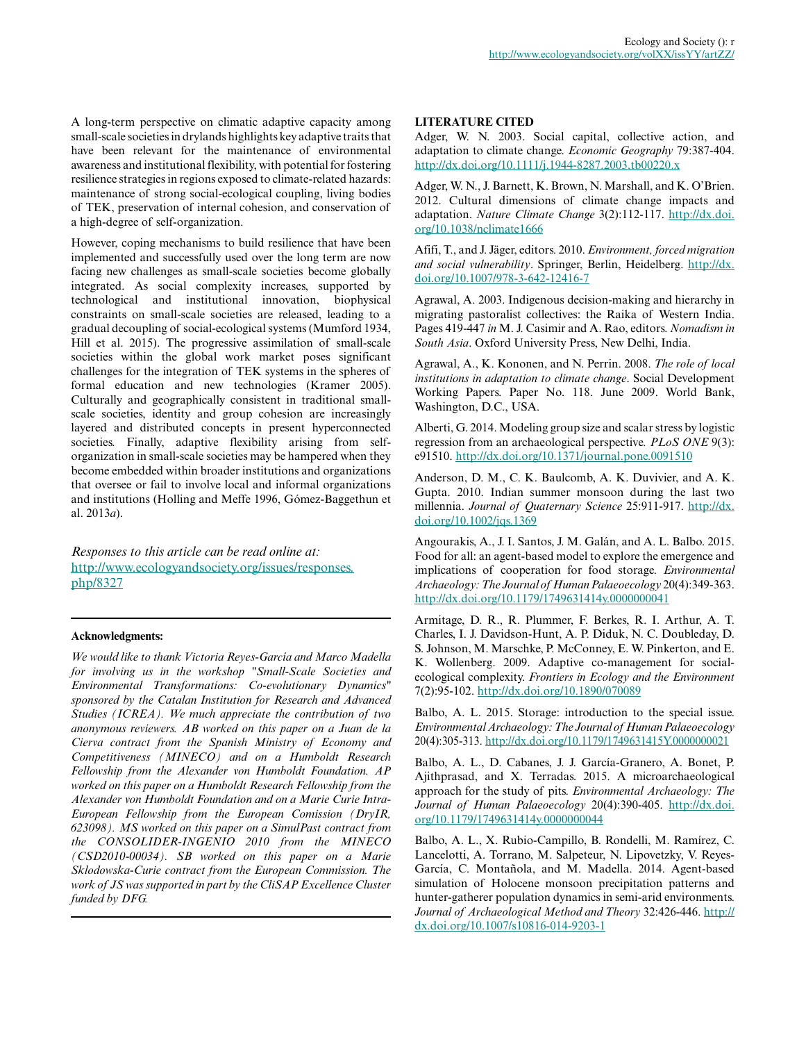A long-term perspective on climatic adaptive capacity among small-scale societies in drylands highlights key adaptive traits that have been relevant for the maintenance of environmental awareness and institutional flexibility, with potential for fostering resilience strategies in regions exposed to climate-related hazards: maintenance of strong social-ecological coupling, living bodies of TEK, preservation of internal cohesion, and conservation of a high-degree of self-organization.

However, coping mechanisms to build resilience that have been implemented and successfully used over the long term are now facing new challenges as small-scale societies become globally integrated. As social complexity increases, supported by technological and institutional innovation, biophysical constraints on small-scale societies are released, leading to a gradual decoupling of social-ecological systems (Mumford 1934, Hill et al. 2015). The progressive assimilation of small-scale societies within the global work market poses significant challenges for the integration of TEK systems in the spheres of formal education and new technologies (Kramer 2005). Culturally and geographically consistent in traditional small-scale societies, identity and group cohesion are increasingly layered and distributed concepts in present hyperconnected societies. Finally, adaptive flexibility arising from self-organization in small-scale societies may be hampered when they become embedded within broader institutions and organizations that oversee or fail to involve local and informal organizations and institutions (Holling and Meffe 1996, Gómez-Baggethun et al. 2013*a*).

*Responses to this article can be read online at:*
http://www.ecologyandsociety.org/issues/responses.php/8327

---

**Acknowledgments:**

*We would like to thank Victoria Reyes-García and Marco Madella for involving us in the workshop "Small-Scale Societies and Environmental Transformations: Co-evolutionary Dynamics" sponsored by the Catalan Institution for Research and Advanced Studies (ICREA). We much appreciate the contribution of two anonymous reviewers. AB worked on this paper on a Juan de la Cierva contract from the Spanish Ministry of Economy and Competitiveness (MINECO) and on a Humboldt Research Fellowship from the Alexander von Humboldt Foundation. AP worked on this paper on a Humboldt Research Fellowship from the Alexander von Humboldt Foundation and on a Marie Curie Intra-European Fellowship from the European Comission (DryIR, 623098). MS worked on this paper on a SimulPast contract from the CONSOLIDER-INGENIO 2010 from the MINECO (CSD2010-00034). SB worked on this paper on a Marie Sklodowska-Curie contract from the European Commission. The work of JS was supported in part by the CliSAP Excellence Cluster funded by DFG.*

---

**LITERATURE CITED**

Adger, W. N. 2003. Social capital, collective action, and adaptation to climate change. *Economic Geography* 79:387-404. http://dx.doi.org/10.1111/j.1944-8287.2003.tb00220.x

Adger, W. N., J. Barnett, K. Brown, N. Marshall, and K. O'Brien. 2012. Cultural dimensions of climate change impacts and adaptation. *Nature Climate Change* 3(2):112-117. http://dx.doi.org/10.1038/nclimate1666

Afifi, T., and J. Jäger, editors. 2010. *Environment, forced migration and social vulnerability*. Springer, Berlin, Heidelberg. http://dx.doi.org/10.1007/978-3-642-12416-7

Agrawal, A. 2003. Indigenous decision-making and hierarchy in migrating pastoralist collectives: the Raika of Western India. Pages 419-447 *in* M. J. Casimir and A. Rao, editors. *Nomadism in South Asia*. Oxford University Press, New Delhi, India.

Agrawal, A., K. Kononen, and N. Perrin. 2008. *The role of local institutions in adaptation to climate change*. Social Development Working Papers. Paper No. 118. June 2009. World Bank, Washington, D.C., USA.

Alberti, G. 2014. Modeling group size and scalar stress by logistic regression from an archaeological perspective. *PLoS ONE* 9(3): e91510. http://dx.doi.org/10.1371/journal.pone.0091510

Anderson, D. M., C. K. Baulcomb, A. K. Duvivier, and A. K. Gupta. 2010. Indian summer monsoon during the last two millennia. *Journal of Quaternary Science* 25:911-917. http://dx.doi.org/10.1002/jqs.1369

Angourakis, A., J. I. Santos, J. M. Galán, and A. L. Balbo. 2015. Food for all: an agent-based model to explore the emergence and implications of cooperation for food storage. *Environmental Archaeology: The Journal of Human Palaeoecology* 20(4):349-363. http://dx.doi.org/10.1179/1749631414y.0000000041

Armitage, D. R., R. Plummer, F. Berkes, R. I. Arthur, A. T. Charles, I. J. Davidson-Hunt, A. P. Diduk, N. C. Doubleday, D. S. Johnson, M. Marschke, P. McConney, E. W. Pinkerton, and E. K. Wollenberg. 2009. Adaptive co-management for social-ecological complexity. *Frontiers in Ecology and the Environment* 7(2):95-102. http://dx.doi.org/10.1890/070089

Balbo, A. L. 2015. Storage: introduction to the special issue. *Environmental Archaeology: The Journal of Human Palaeoecology* 20(4):305-313. http://dx.doi.org/10.1179/1749631415Y.0000000021

Balbo, A. L., D. Cabanes, J. J. García-Granero, A. Bonet, P. Ajithprasad, and X. Terradas. 2015. A microarchaeological approach for the study of pits. *Environmental Archaeology: The Journal of Human Palaeoecology* 20(4):390-405. http://dx.doi.org/10.1179/1749631414y.0000000044

Balbo, A. L., X. Rubio-Campillo, B. Rondelli, M. Ramírez, C. Lancelotti, A. Torrano, M. Salpeteur, N. Lipovetzky, V. Reyes-García, C. Montañola, and M. Madella. 2014. Agent-based simulation of Holocene monsoon precipitation patterns and hunter-gatherer population dynamics in semi-arid environments. *Journal of Archaeological Method and Theory* 32:426-446. http://dx.doi.org/10.1007/s10816-014-9203-1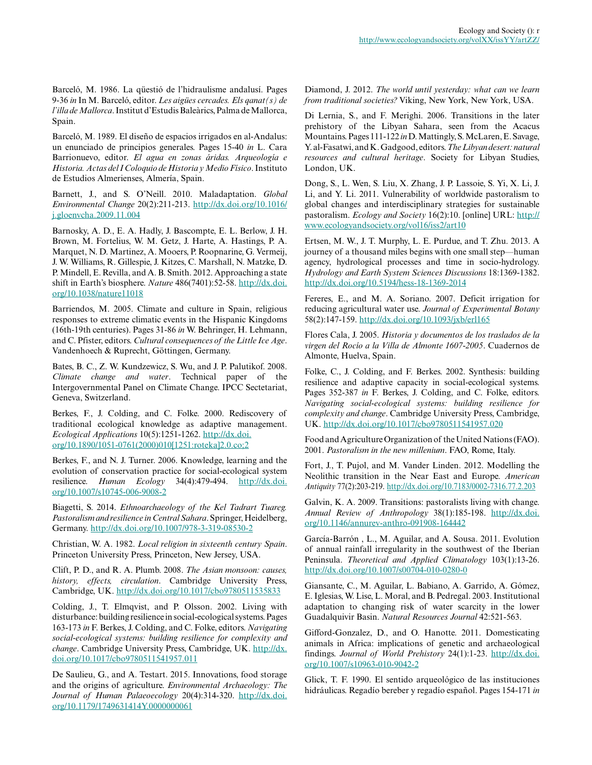Barceló, M. 1986. La qüestió de l'hidraulisme andalusí. Pages 9-36 *in* In M. Barceló, editor. *Les aigües cercades. Els qanat(s) de l'illa de Mallorca*. Institut d'Estudis Baleàrics, Palma de Mallorca, Spain.

Barceló, M. 1989. El diseño de espacios irrigados en al-Andalus: un enunciado de principios generales. Pages 15-40 *in* L. Cara Barrionuevo, editor. *El agua en zonas áridas. Arqueología e Historia. Actas del I Coloquio de Historia y Medio Físico*. Instituto de Estudios Almerienses, Almería, Spain.

Barnett, J., and S. O'Neill. 2010. Maladaptation. *Global Environmental Change* 20(2):211-213. http://dx.doi.org/10.1016/j.gloenvcha.2009.11.004

Barnosky, A. D., E. A. Hadly, J. Bascompte, E. L. Berlow, J. H. Brown, M. Fortelius, W. M. Getz, J. Harte, A. Hastings, P. A. Marquet, N. D. Martinez, A. Mooers, P. Roopnarine, G. Vermeij, J. W. Williams, R. Gillespie, J. Kitzes, C. Marshall, N. Matzke, D. P. Mindell, E. Revilla, and A. B. Smith. 2012. Approaching a state shift in Earth's biosphere. *Nature* 486(7401):52-58. http://dx.doi.org/10.1038/nature11018

Barriendos, M. 2005. Climate and culture in Spain, religious responses to extreme climatic events in the Hispanic Kingdoms (16th-19th centuries). Pages 31-86 *in* W. Behringer, H. Lehmann, and C. Pfister, editors. *Cultural consequences of the Little Ice Age*. Vandenhoech & Ruprecht, Göttingen, Germany.

Bates, B. C., Z. W. Kundzewicz, S. Wu, and J. P. Palutikof. 2008. *Climate change and water*. Technical paper of the Intergovernmental Panel on Climate Change. IPCC Sectetariat, Geneva, Switzerland.

Berkes, F., J. Colding, and C. Folke. 2000. Rediscovery of traditional ecological knowledge as adaptive management. *Ecological Applications* 10(5):1251-1262. http://dx.doi.org/10.1890/1051-0761(2000)010[1251:roteka]2.0.co;2

Berkes, F., and N. J. Turner. 2006. Knowledge, learning and the evolution of conservation practice for social-ecological system resilience. *Human Ecology* 34(4):479-494. http://dx.doi.org/10.1007/s10745-006-9008-2

Biagetti, S. 2014. *Ethnoarchaeology of the Kel Tadrart Tuareg. Pastoralism and resilience in Central Sahara*. Springer, Heidelberg, Germany. http://dx.doi.org/10.1007/978-3-319-08530-2

Christian, W. A. 1982. *Local religion in sixteenth century Spain*. Princeton University Press, Princeton, New Jersey, USA.

Clift, P. D., and R. A. Plumb. 2008. *The Asian monsoon: causes, history, effects, circulation*. Cambridge University Press, Cambridge, UK. http://dx.doi.org/10.1017/cbo9780511535833

Colding, J., T. Elmqvist, and P. Olsson. 2002. Living with disturbance: building resilience in social-ecological systems. Pages 163-173 *in* F. Berkes, J. Colding, and C. Folke, editors. *Navigating social-ecological systems: building resilience for complexity and change*. Cambridge University Press, Cambridge, UK. http://dx.doi.org/10.1017/cbo9780511541957.011

De Saulieu, G., and A. Testart. 2015. Innovations, food storage and the origins of agriculture. *Environmental Archaeology: The Journal of Human Palaeoecology* 20(4):314-320. http://dx.doi.org/10.1179/1749631414Y.0000000061

Diamond, J. 2012. *The world until yesterday: what can we learn from traditional societies?* Viking, New York, New York, USA.

Di Lernia, S., and F. Merighi. 2006. Transitions in the later prehistory of the Libyan Sahara, seen from the Acacus Mountains. Pages 111-122 *in* D. Mattingly, S. McLaren, E. Savage, Y. al-Fasatwi, and K. Gadgood, editors. *The Libyan desert: natural resources and cultural heritage*. Society for Libyan Studies, London, UK.

Dong, S., L. Wen, S. Liu, X. Zhang, J. P. Lassoie, S. Yi, X. Li, J. Li, and Y. Li. 2011. Vulnerability of worldwide pastoralism to global changes and interdisciplinary strategies for sustainable pastoralism. *Ecology and Society* 16(2):10. [online] URL: http://www.ecologyandsociety.org/vol16/iss2/art10

Ertsen, M. W., J. T. Murphy, L. E. Purdue, and T. Zhu. 2013. A journey of a thousand miles begins with one small step—human agency, hydrological processes and time in socio-hydrology. *Hydrology and Earth System Sciences Discussions* 18:1369-1382. http://dx.doi.org/10.5194/hess-18-1369-2014

Fereres, E., and M. A. Soriano. 2007. Deficit irrigation for reducing agricultural water use. *Journal of Experimental Botany* 58(2):147-159. http://dx.doi.org/10.1093/jxb/erl165

Flores Cala, J. 2005. *Historia y documentos de los traslados de la virgen del Rocío a la Villa de Almonte 1607-2005*. Cuadernos de Almonte, Huelva, Spain.

Folke, C., J. Colding, and F. Berkes. 2002. Synthesis: building resilience and adaptive capacity in social-ecological systems. Pages 352-387 *in* F. Berkes, J. Colding, and C. Folke, editors. *Navigating social-ecological systems: building resilience for complexity and change*. Cambridge University Press, Cambridge, UK. http://dx.doi.org/10.1017/cbo9780511541957.020

Food and Agriculture Organization of the United Nations (FAO). 2001. *Pastoralism in the new millenium*. FAO, Rome, Italy.

Fort, J., T. Pujol, and M. Vander Linden. 2012. Modelling the Neolithic transition in the Near East and Europe. *American Antiquity* 77(2):203-219. http://dx.doi.org/10.7183/0002-7316.77.2.203

Galvin, K. A. 2009. Transitions: pastoralists living with change. *Annual Review of Anthropology* 38(1):185-198. http://dx.doi.org/10.1146/annurev-anthro-091908-164442

García-Barrón , L., M. Aguilar, and A. Sousa. 2011. Evolution of annual rainfall irregularity in the southwest of the Iberian Peninsula. *Theoretical and Applied Climatology* 103(1):13-26. http://dx.doi.org/10.1007/s00704-010-0280-0

Giansante, C., M. Aguilar, L. Babiano, A. Garrido, A. Gómez, E. Iglesias, W. Lise, L. Moral, and B. Pedregal. 2003. Institutional adaptation to changing risk of water scarcity in the lower Guadalquivir Basin. *Natural Resources Journal* 42:521-563.

Gifford-Gonzalez, D., and O. Hanotte. 2011. Domesticating animals in Africa: implications of genetic and archaeological findings. *Journal of World Prehistory* 24(1):1-23. http://dx.doi.org/10.1007/s10963-010-9042-2

Glick, T. F. 1990. El sentido arqueológico de las instituciones hidráulicas. Regadío bereber y regadío español. Pages 154-171 *in*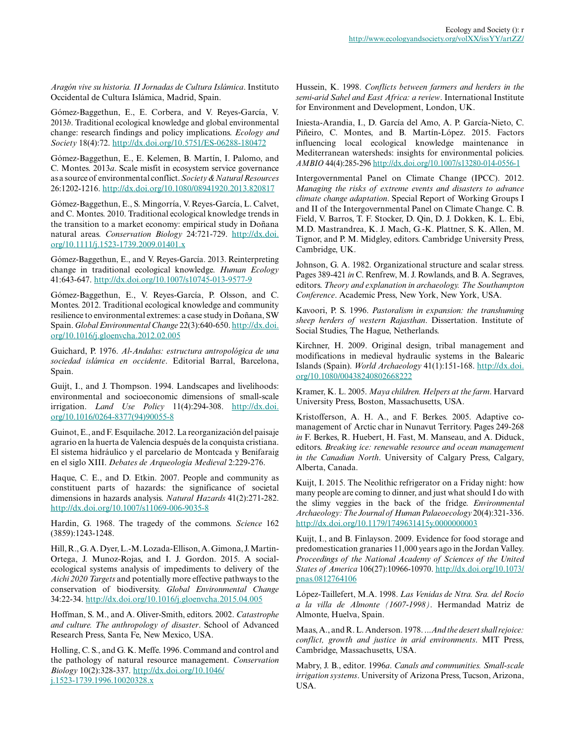*Aragón vive su historia. II Jornadas de Cultura Islámica*. Instituto Occidental de Cultura Islámica, Madrid, Spain.

Gómez-Baggethun, E., E. Corbera, and V. Reyes-García, V. 2013*b*. Traditional ecological knowledge and global environmental change: research findings and policy implications. *Ecology and Society* 18(4):72. http://dx.doi.org/10.5751/ES-06288-180472

Gómez-Baggethun, E., E. Kelemen, B. Martín, I. Palomo, and C. Montes. 2013*a*. Scale misfit in ecosystem service governance as a source of environmental conflict. *Society & Natural Resources* 26:1202-1216. http://dx.doi.org/10.1080/08941920.2013.820817

Gómez-Baggethun, E., S. Mingorría, V. Reyes-García, L. Calvet, and C. Montes. 2010. Traditional ecological knowledge trends in the transition to a market economy: empirical study in Doñana natural areas. *Conservation Biology* 24:721-729. http://dx.doi.org/10.1111/j.1523-1739.2009.01401.x

Gómez-Baggethun, E., and V. Reyes-García. 2013. Reinterpreting change in traditional ecological knowledge. *Human Ecology* 41:643-647. http://dx.doi.org/10.1007/s10745-013-9577-9

Gómez-Baggethun, E., V. Reyes-García, P. Olsson, and C. Montes. 2012. Traditional ecological knowledge and community resilience to environmental extremes: a case study in Doñana, SW Spain. *Global Environmental Change* 22(3):640-650. http://dx.doi.org/10.1016/j.gloenvcha.2012.02.005

Guichard, P. 1976. *Al-Andalus: estructura antropológica de una sociedad islámica en occidente*. Editorial Barral, Barcelona, Spain.

Guijt, I., and J. Thompson. 1994. Landscapes and livelihoods: environmental and socioeconomic dimensions of small-scale irrigation. *Land Use Policy* 11(4):294-308. http://dx.doi.org/10.1016/0264-8377(94)90055-8

Guinot, E., and F. Esquilache. 2012. La reorganización del paisaje agrario en la huerta de Valencia después de la conquista cristiana. El sistema hidráulico y el parcelario de Montcada y Benifaraig en el siglo XIII. *Debates de Arqueología Medieval* 2:229-276.

Haque, C. E., and D. Etkin. 2007. People and community as constituent parts of hazards: the significance of societal dimensions in hazards analysis. *Natural Hazards* 41(2):271-282. http://dx.doi.org/10.1007/s11069-006-9035-8

Hardin, G. 1968. The tragedy of the commons. *Science* 162 (3859):1243-1248.

Hill, R., G. A. Dyer, L.-M. Lozada-Ellison, A. Gimona, J. Martin-Ortega, J. Munoz-Rojas, and I. J. Gordon. 2015. A social-ecological systems analysis of impediments to delivery of the *Aichi 2020 Targets* and potentially more effective pathways to the conservation of biodiversity. *Global Environmental Change* 34:22-34. http://dx.doi.org/10.1016/j.gloenvcha.2015.04.005

Hoffman, S. M., and A. Oliver-Smith, editors. 2002. *Catastrophe and culture. The anthropology of disaster*. School of Advanced Research Press, Santa Fe, New Mexico, USA.

Holling, C. S., and G. K. Meffe. 1996. Command and control and the pathology of natural resource management. *Conservation Biology* 10(2):328-337. http://dx.doi.org/10.1046/j.1523-1739.1996.10020328.x

Hussein, K. 1998. *Conflicts between farmers and herders in the semi-arid Sahel and East Africa: a review*. International Institute for Environment and Development, London, UK.

Iniesta-Arandia, I., D. García del Amo, A. P. García-Nieto, C. Piñeiro, C. Montes, and B. Martín-López. 2015. Factors influencing local ecological knowledge maintenance in Mediterranean watersheds: insights for environmental policies. *AMBIO* 44(4):285-296 http://dx.doi.org/10.1007/s13280-014-0556-1

Intergovernmental Panel on Climate Change (IPCC). 2012. *Managing the risks of extreme events and disasters to advance climate change adaptation*. Special Report of Working Groups I and II of the Intergovernmental Panel on Climate Change. C. B. Field, V. Barros, T. F. Stocker, D. Qin, D. J. Dokken, K. L. Ebi, M.D. Mastrandrea, K. J. Mach, G.-K. Plattner, S. K. Allen, M. Tignor, and P. M. Midgley, editors. Cambridge University Press, Cambridge, UK.

Johnson, G. A. 1982. Organizational structure and scalar stress. Pages 389-421 *in* C. Renfrew, M. J. Rowlands, and B. A. Segraves, editors. *Theory and explanation in archaeology. The Southampton Conference*. Academic Press, New York, New York, USA.

Kavoori, P. S. 1996. *Pastoralism in expansion: the transhuming sheep herders of western Rajasthan*. Dissertation. Institute of Social Studies, The Hague, Netherlands.

Kirchner, H. 2009. Original design, tribal management and modifications in medieval hydraulic systems in the Balearic Islands (Spain). *World Archaeology* 41(1):151-168. http://dx.doi.org/10.1080/00438240802668222

Kramer, K. L. 2005. *Maya children. Helpers at the farm*. Harvard University Press, Boston, Massachusetts, USA.

Kristofferson, A. H. A., and F. Berkes. 2005. Adaptive co-management of Arctic char in Nunavut Territory. Pages 249-268 *in* F. Berkes, R. Huebert, H. Fast, M. Manseau, and A. Diduck, editors. *Breaking ice: renewable resource and ocean management in the Canadian North*. University of Calgary Press, Calgary, Alberta, Canada.

Kuijt, I. 2015. The Neolithic refrigerator on a Friday night: how many people are coming to dinner, and just what should I do with the slimy veggies in the back of the fridge. *Environmental Archaeology: The Journal of Human Palaeoecology* 20(4):321-336. http://dx.doi.org/10.1179/1749631415y.0000000003

Kuijt, I., and B. Finlayson. 2009. Evidence for food storage and predomestication granaries 11,000 years ago in the Jordan Valley. *Proceedings of the National Academy of Sciences of the United States of America* 106(27):10966-10970. http://dx.doi.org/10.1073/pnas.0812764106

López-Taillefert, M.A. 1998. *Las Venidas de Ntra. Sra. del Rocío a la villa de Almonte (1607-1998)*. Hermandad Matriz de Almonte, Huelva, Spain.

Maas, A., and R. L. Anderson. 1978. *...And the desert shall rejoice: conflict, growth and justice in arid environments*. MIT Press, Cambridge, Massachusetts, USA.

Mabry, J. B., editor. 1996*a*. *Canals and communities. Small-scale irrigation systems*. University of Arizona Press, Tucson, Arizona, USA.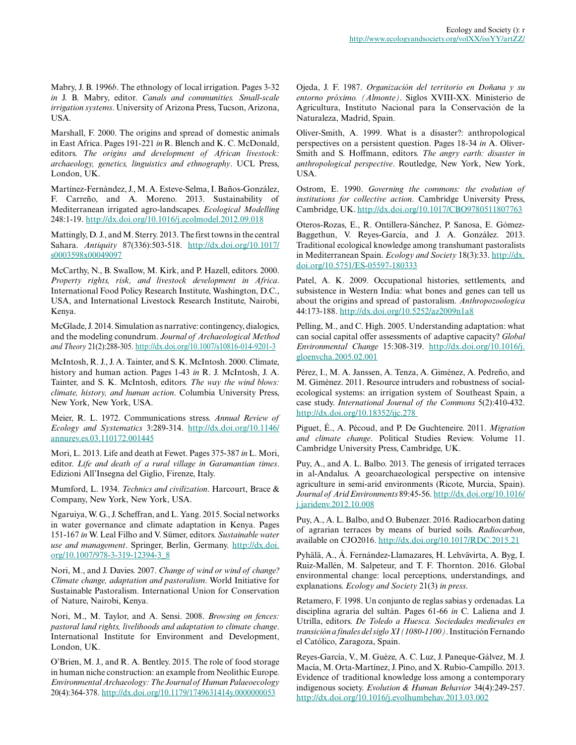Mabry, J. B. 1996*b*. The ethnology of local irrigation. Pages 3-32 *in* J. B. Mabry, editor. *Canals and communities. Small-scale irrigation systems*. University of Arizona Press, Tucson, Arizona, USA.

Marshall, F. 2000. The origins and spread of domestic animals in East Africa. Pages 191-221 *in* R. Blench and K. C. McDonald, editors. *The origins and development of African livestock: archaeology, genetics, linguistics and ethnography*. UCL Press, London, UK.

Martínez-Fernández, J., M. A. Esteve-Selma, I. Baños-González, F. Carreño, and A. Moreno. 2013. Sustainability of Mediterranean irrigated agro-landscapes. *Ecological Modelling* 248:1-19. http://dx.doi.org/10.1016/j.ecolmodel.2012.09.018

Mattingly, D. J., and M. Sterry. 2013. The first towns in the central Sahara. *Antiquity* 87(336):503-518. http://dx.doi.org/10.1017/s0003598x00049097

McCarthy, N., B. Swallow, M. Kirk, and P. Hazell, editors. 2000. *Property rights, risk, and livestock development in Africa*. International Food Policy Research Institute, Washington, D.C., USA, and International Livestock Research Institute, Nairobi, Kenya.

McGlade, J. 2014. Simulation as narrative: contingency, dialogics, and the modeling conundrum. *Journal of Archaeological Method and Theory* 21(2):288-305. http://dx.doi.org/10.1007/s10816-014-9201-3

McIntosh, R. J., J. A. Tainter, and S. K. McIntosh. 2000. Climate, history and human action. Pages 1-43 *in* R. J. McIntosh, J. A. Tainter, and S. K. McIntosh, editors. *The way the wind blows: climate, history, and human action*. Columbia University Press, New York, New York, USA.

Meier, R. L. 1972. Communications stress. *Annual Review of Ecology and Systematics* 3:289-314. http://dx.doi.org/10.1146/annurev.es.03.110172.001445

Mori, L. 2013. Life and death at Fewet. Pages 375-387 *in* L. Mori, editor. *Life and death of a rural village in Garamantian times*. Edizioni All'Insegna del Giglio, Firenze, Italy.

Mumford, L. 1934. *Technics and civilization*. Harcourt, Brace & Company, New York, New York, USA.

Ngaruiya, W. G., J. Scheffran, and L. Yang. 2015. Social networks in water governance and climate adaptation in Kenya. Pages 151-167 *in* W. Leal Filho and V. Sümer, editors. *Sustainable water use and management*. Springer, Berlin, Germany. http://dx.doi.org/10.1007/978-3-319-12394-3_8

Nori, M., and J. Davies. 2007. *Change of wind or wind of change? Climate change, adaptation and pastoralism*. World Initiative for Sustainable Pastoralism. International Union for Conservation of Nature, Nairobi, Kenya.

Nori, M., M. Taylor, and A. Sensi. 2008. *Browsing on fences: pastoral land rights, livelihoods and adaptation to climate change*. International Institute for Environment and Development, London, UK.

O'Brien, M. J., and R. A. Bentley. 2015. The role of food storage in human niche construction: an example from Neolithic Europe. *Environmental Archaeology: The Journal of Human Palaeoecology* 20(4):364-378. http://dx.doi.org/10.1179/1749631414y.0000000053

Ojeda, J. F. 1987. *Organización del territorio en Doñana y su entorno próximo. (Almonte)*. Siglos XVIII-XX. Ministerio de Agricultura, Instituto Nacional para la Conservación de la Naturaleza, Madrid, Spain.

Oliver-Smith, A. 1999. What is a disaster?: anthropological perspectives on a persistent question. Pages 18-34 *in* A. Oliver-Smith and S. Hoffmann, editors. *The angry earth: disaster in anthropological perspective*. Routledge, New York, New York, USA.

Ostrom, E. 1990. *Governing the commons: the evolution of institutions for collective action*. Cambridge University Press, Cambridge, UK. http://dx.doi.org/10.1017/CBO9780511807763

Oteros-Rozas, E., R. Ontillera-Sánchez, P. Sanosa, E. Gómez-Baggethun, V. Reyes-García, and J. A. González. 2013. Traditional ecological knowledge among transhumant pastoralists in Mediterranean Spain. *Ecology and Society* 18(3):33. http://dx.doi.org/10.5751/ES-05597-180333

Patel, A. K. 2009. Occupational histories, settlements, and subsistence in Western India: what bones and genes can tell us about the origins and spread of pastoralism. *Anthropozoologica* 44:173-188. http://dx.doi.org/10.5252/az2009n1a8

Pelling, M., and C. High. 2005. Understanding adaptation: what can social capital offer assessments of adaptive capacity? *Global Environmental Change* 15:308-319. http://dx.doi.org/10.1016/j.gloenvcha.2005.02.001

Pérez, I., M. A. Janssen, A. Tenza, A. Giménez, A. Pedreño, and M. Giménez. 2011. Resource intruders and robustness of social-ecological systems: an irrigation system of Southeast Spain, a case study. *International Journal of the Commons* 5(2):410-432. http://dx.doi.org/10.18352/ijc.278

Piguet, É., A. Pécoud, and P. De Guchteneire. 2011. *Migration and climate change*. Political Studies Review. Volume 11. Cambridge University Press, Cambridge, UK.

Puy, A., and A. L. Balbo. 2013. The genesis of irrigated terraces in al-Andalus. A geoarchaeological perspective on intensive agriculture in semi-arid environments (Ricote, Murcia, Spain). *Journal of Arid Environments* 89:45-56. http://dx.doi.org/10.1016/j.jaridenv.2012.10.008

Puy, A., A. L. Balbo, and O. Bubenzer. 2016. Radiocarbon dating of agrarian terraces by means of buried soils. *Radiocarbon*, available on CJO2016. http://dx.doi.org/10.1017/RDC.2015.21

Pyhälä, A., Á. Fernández-Llamazares, H. Lehvävirta, A. Byg, I. Ruiz-Mallén, M. Salpeteur, and T. F. Thornton. 2016. Global environmental change: local perceptions, understandings, and explanations. *Ecology and Society* 21(3) *in press*.

Retamero, F. 1998. Un conjunto de reglas sabias y ordenadas. La disciplina agraria del sultán. Pages 61-66 *in* C. Laliena and J. Utrilla, editors. *De Toledo a Huesca. Sociedades medievales en transición a finales del siglo XI (1080-1100)*. Institución Fernando el Católico, Zaragoza, Spain.

Reyes-García, V., M. Guèze, A. C. Luz, J. Paneque-Gálvez, M. J. Macía, M. Orta-Martínez, J. Pino, and X. Rubio-Campillo. 2013. Evidence of traditional knowledge loss among a contemporary indigenous society. *Evolution & Human Behavior* 34(4):249-257. http://dx.doi.org/10.1016/j.evolhumbehav.2013.03.002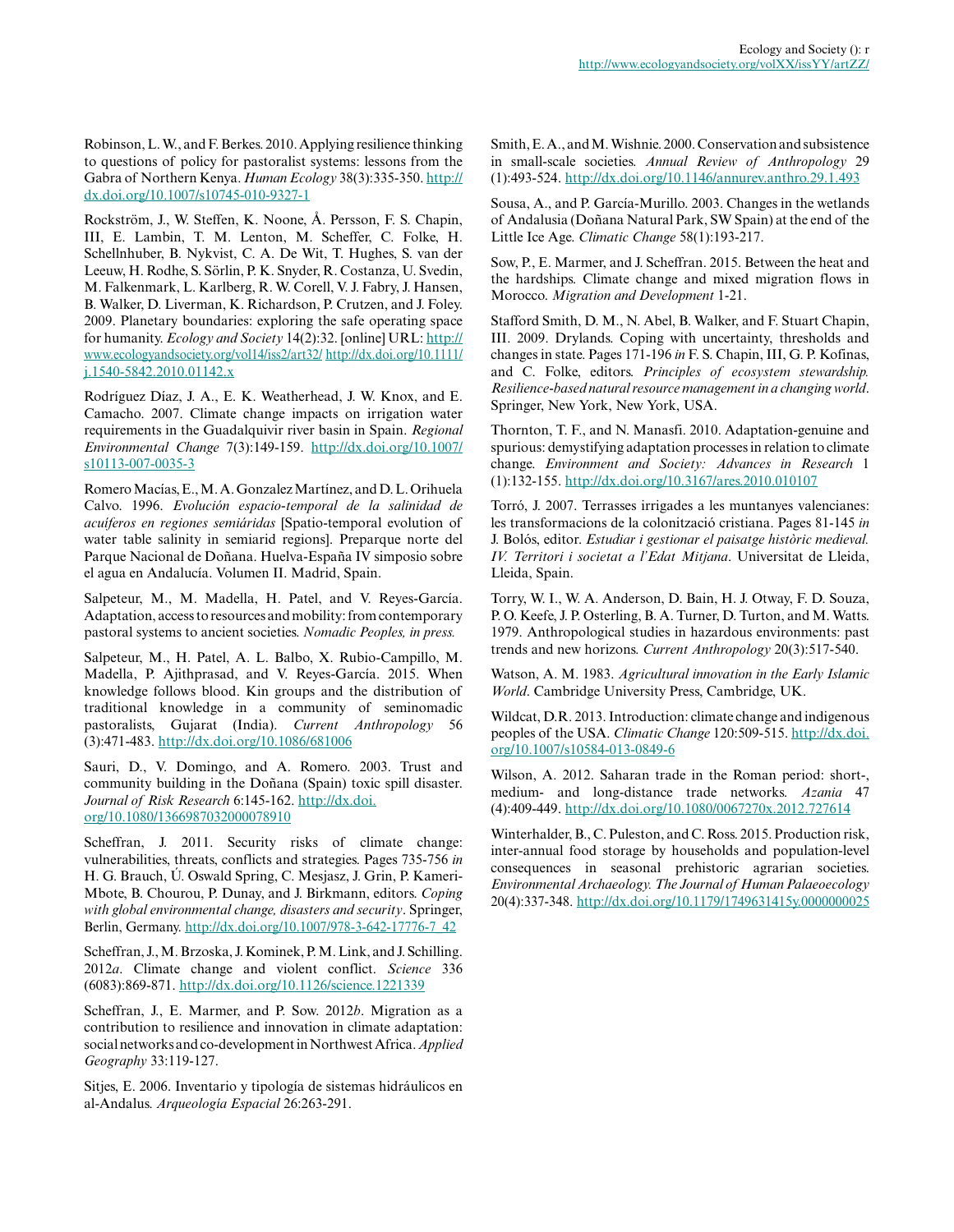Robinson, L. W., and F. Berkes. 2010. Applying resilience thinking to questions of policy for pastoralist systems: lessons from the Gabra of Northern Kenya. *Human Ecology* 38(3):335-350. http://dx.doi.org/10.1007/s10745-010-9327-1

Rockström, J., W. Steffen, K. Noone, Å. Persson, F. S. Chapin, III, E. Lambin, T. M. Lenton, M. Scheffer, C. Folke, H. Schellnhuber, B. Nykvist, C. A. De Wit, T. Hughes, S. van der Leeuw, H. Rodhe, S. Sörlin, P. K. Snyder, R. Costanza, U. Svedin, M. Falkenmark, L. Karlberg, R. W. Corell, V. J. Fabry, J. Hansen, B. Walker, D. Liverman, K. Richardson, P. Crutzen, and J. Foley. 2009. Planetary boundaries: exploring the safe operating space for humanity. *Ecology and Society* 14(2):32. [online] URL: http://www.ecologyandsociety.org/vol14/iss2/art32/ http://dx.doi.org/10.1111/j.1540-5842.2010.01142.x

Rodríguez Díaz, J. A., E. K. Weatherhead, J. W. Knox, and E. Camacho. 2007. Climate change impacts on irrigation water requirements in the Guadalquivir river basin in Spain. *Regional Environmental Change* 7(3):149-159. http://dx.doi.org/10.1007/s10113-007-0035-3

Romero Macías, E., M. A. Gonzalez Martínez, and D. L. Orihuela Calvo. 1996. *Evolución espacio-temporal de la salinidad de acuíferos en regiones semiáridas* [Spatio-temporal evolution of water table salinity in semiarid regions]. Preparque norte del Parque Nacional de Doñana. Huelva-España IV simposio sobre el agua en Andalucía. Volumen II. Madrid, Spain.

Salpeteur, M., M. Madella, H. Patel, and V. Reyes-García. Adaptation, access to resources and mobility: from contemporary pastoral systems to ancient societies. *Nomadic Peoples, in press.*

Salpeteur, M., H. Patel, A. L. Balbo, X. Rubio-Campillo, M. Madella, P. Ajithprasad, and V. Reyes-García. 2015. When knowledge follows blood. Kin groups and the distribution of traditional knowledge in a community of seminomadic pastoralists, Gujarat (India). *Current Anthropology* 56 (3):471-483. http://dx.doi.org/10.1086/681006

Sauri, D., V. Domingo, and A. Romero. 2003. Trust and community building in the Doñana (Spain) toxic spill disaster. *Journal of Risk Research* 6:145-162. http://dx.doi.org/10.1080/1366987032000078910

Scheffran, J. 2011. Security risks of climate change: vulnerabilities, threats, conflicts and strategies. Pages 735-756 *in* H. G. Brauch, Ú. Oswald Spring, C. Mesjasz, J. Grin, P. Kameri-Mbote, B. Chourou, P. Dunay, and J. Birkmann, editors. *Coping with global environmental change, disasters and security*. Springer, Berlin, Germany. http://dx.doi.org/10.1007/978-3-642-17776-7_42

Scheffran, J., M. Brzoska, J. Kominek, P. M. Link, and J. Schilling. 2012*a*. Climate change and violent conflict. *Science* 336 (6083):869-871. http://dx.doi.org/10.1126/science.1221339

Scheffran, J., E. Marmer, and P. Sow. 2012*b*. Migration as a contribution to resilience and innovation in climate adaptation: social networks and co-development in Northwest Africa. *Applied Geography* 33:119-127.

Sitjes, E. 2006. Inventario y tipología de sistemas hidráulicos en al-Andalus. *Arqueología Espacial* 26:263-291.

Smith, E. A., and M. Wishnie. 2000. Conservation and subsistence in small-scale societies. *Annual Review of Anthropology* 29 (1):493-524. http://dx.doi.org/10.1146/annurev.anthro.29.1.493

Sousa, A., and P. García-Murillo. 2003. Changes in the wetlands of Andalusia (Doñana Natural Park, SW Spain) at the end of the Little Ice Age. *Climatic Change* 58(1):193-217.

Sow, P., E. Marmer, and J. Scheffran. 2015. Between the heat and the hardships. Climate change and mixed migration flows in Morocco. *Migration and Development* 1-21.

Stafford Smith, D. M., N. Abel, B. Walker, and F. Stuart Chapin, III. 2009. Drylands. Coping with uncertainty, thresholds and changes in state. Pages 171-196 *in* F. S. Chapin, III, G. P. Kofinas, and C. Folke, editors. *Principles of ecosystem stewardship. Resilience-based natural resource management in a changing world*. Springer, New York, New York, USA.

Thornton, T. F., and N. Manasfi. 2010. Adaptation-genuine and spurious: demystifying adaptation processes in relation to climate change. *Environment and Society: Advances in Research* 1 (1):132-155. http://dx.doi.org/10.3167/ares.2010.010107

Torró, J. 2007. Terrasses irrigades a les muntanyes valencianes: les transformacions de la colonització cristiana. Pages 81-145 *in* J. Bolós, editor. *Estudiar i gestionar el paisatge històric medieval. IV. Territori i societat a l'Edat Mitjana*. Universitat de Lleida, Lleida, Spain.

Torry, W. I., W. A. Anderson, D. Bain, H. J. Otway, F. D. Souza, P. O. Keefe, J. P. Osterling, B. A. Turner, D. Turton, and M. Watts. 1979. Anthropological studies in hazardous environments: past trends and new horizons. *Current Anthropology* 20(3):517-540.

Watson, A. M. 1983. *Agricultural innovation in the Early Islamic World*. Cambridge University Press, Cambridge, UK.

Wildcat, D.R. 2013. Introduction: climate change and indigenous peoples of the USA. *Climatic Change* 120:509-515. http://dx.doi.org/10.1007/s10584-013-0849-6

Wilson, A. 2012. Saharan trade in the Roman period: short-, medium- and long-distance trade networks. *Azania* 47 (4):409-449. http://dx.doi.org/10.1080/0067270x.2012.727614

Winterhalder, B., C. Puleston, and C. Ross. 2015. Production risk, inter-annual food storage by households and population-level consequences in seasonal prehistoric agrarian societies. *Environmental Archaeology. The Journal of Human Palaeoecology* 20(4):337-348. http://dx.doi.org/10.1179/1749631415y.0000000025